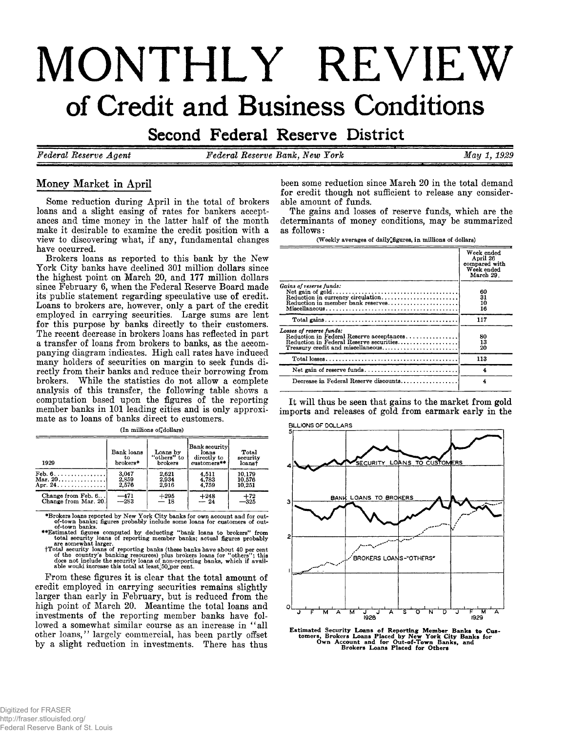# MONTHLY REVIEW

## of Credit and Business Conditions

### Second Federal Reserve District

*Federal Reserve Agent* — *Federal Reserve Bank, New York* — *May 1, 1929*

## Money Market in April

Some reduction during April in the total of brokers loans and a slight easing of rates for bankers acceptances and time money in the latter half of the month make it desirable to examine the credit position with a view to discovering what, if any, fundamental changes have occurred.

Brokers loans as reported to this bank by the New York City banks have declined 301 million dollars since the highest point on March 20, and 177 million dollars since February 6, when the Federal Reserve Board made its public statement regarding speculative use of credit. Loans to brokers are, however, only a part of the credit employed in carrying securities. Large sums are lent for this purpose by banks directly to their customers. The recent decrease in brokers loans has reflected in part a transfer of loans from brokers to banks, as the accompanying diagram indicates. High call rates have induced many holders of securities on margin to seek funds directly from their banks and reduce their borrowing from brokers. While the statistics do not allow a complete analysis of this transfer, the following table shows a computation based upon the figures of the reporting member banks in 101 leading cities and is only approximate as to loans of banks direct to customers.

(In millions of dollars)

| 1929 | Bank loans to brokers* | Loans by "others" to brokers | Bank security loans directly to customers** | Total security loans† |
|---|---|---|---|---|
| Feb. 6 | 3,047 | 2,621 | 4,511 | 10,179 |
| Mar. 20 | 2,859 | 2,934 | 4,783 | 10,576 |
| Apr. 24 | 2,576 | 2,916 | 4,759 | 10,251 |
| Change from Feb. 6 | —471 | +295 | +248 | +72 |
| Change from Mar. 20 | —283 | — 18 | — 24 | —325 |

*Brokers loans reported by New York City banks for own account and for out-of-town banks; figures probably include some loans for customers of out-of-town banks.

**Estimated figures computed by deducting "bank loans to brokers" from total security loans of reporting member banks; actual figures probably are somewhat larger.

†Total security loans of reporting banks (these banks have about 40 per cent of the country's banking resources) plus brokers loans for "others"; this does not include the security loans of non-reporting banks, which if available would increase this total at least 50 per cent.

From these figures it is clear that the total amount of credit employed in carrying securities remains slightly larger than early in February, but is reduced from the high point of March 20. Meantime the total loans and investments of the reporting member banks have followed a somewhat similar course as an increase in "all other loans," largely commercial, has been partly offset by a slight reduction in investments. There has thus been some reduction since March 20 in the total demand for credit though not sufficient to release any considerable amount of funds.

The gains and losses of reserve funds, which are the determinants of money conditions, may be summarized as follows:

(Weekly averages of daily figures, in millions of dollars)

| | Week ended April 26 compared with Week ended March 29 |
|---|---|
| *Gains of reserve funds:* | |
| Net gain of gold | 60 |
| Reduction in currency circulation | 31 |
| Reduction in member bank reserves | 10 |
| Miscellaneous | 16 |
| Total gains | 117 |
| *Losses of reserve funds:* | |
| Reduction in Federal Reserve acceptances | 80 |
| Reduction in Federal Reserve securities | 13 |
| Treasury credit and miscellaneous | 20 |
| Total losses | 113 |
| Net gain of reserve funds | 4 |
| Decrease in Federal Reserve discounts | 4 |

It will thus be seen that gains to the market from gold imports and releases of gold from earmark early in the

**Estimated Security Loans of Reporting Member Banks to Customers, Brokers Loans Placed by New York City Banks for Own Account and for Out-of-Town Banks, and Brokers Loans Placed for Others**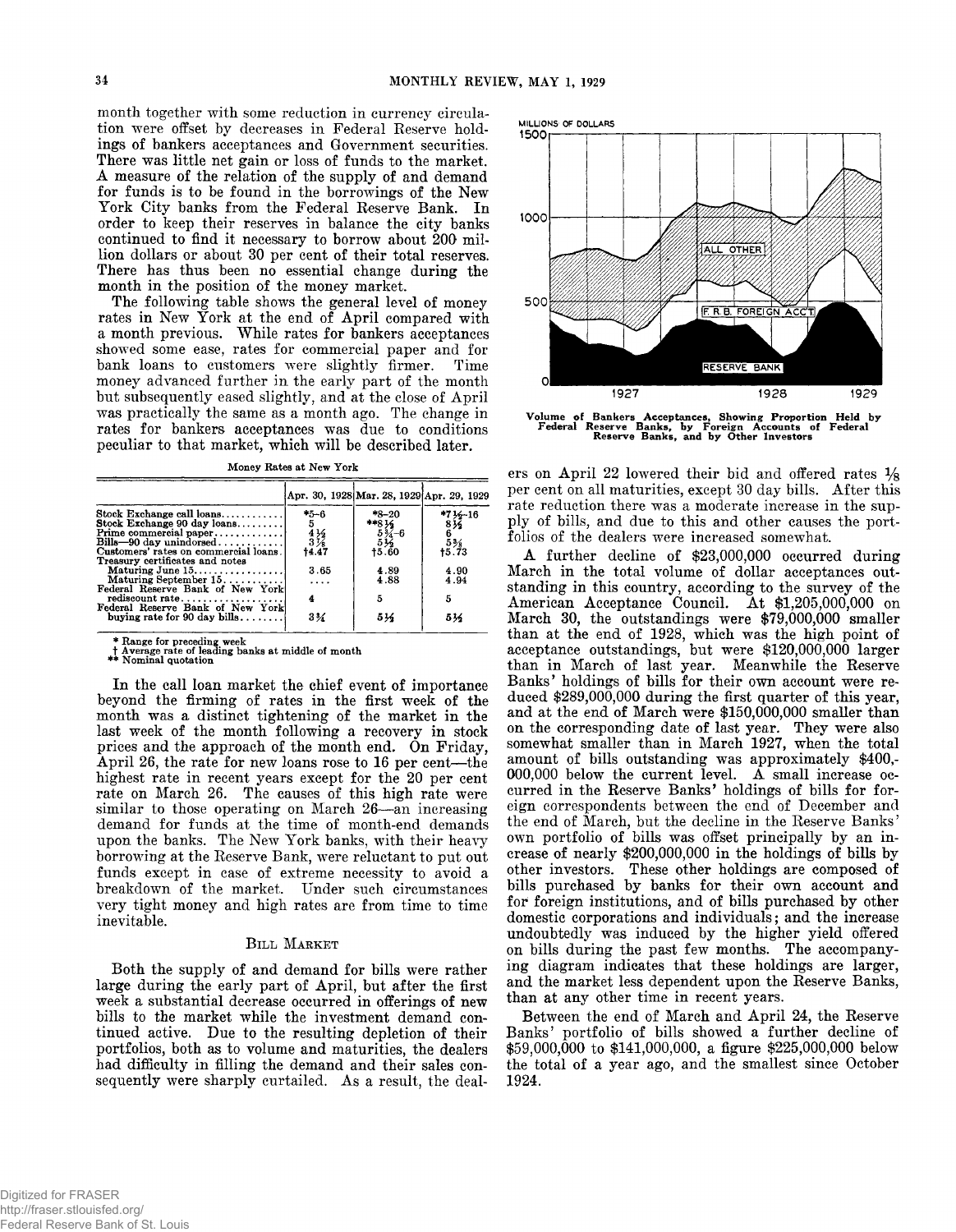month together with some reduction in currency circulation were offset by decreases in Federal Reserve holdings of bankers acceptances and Government securities. There was little net gain or loss of funds to the market. A measure of the relation of the supply of and demand for funds is to be found in the borrowings of the New York City banks from the Federal Reserve Bank. In order to keep their reserves in balance the city banks continued to find it necessary to borrow about 200 million dollars or about 30 per cent of their total reserves. There has thus been no essential change during the month in the position of the money market.

The following table shows the general level of money rates in New York at the end of April compared with a month previous. While rates for bankers acceptances showed some ease, rates for commercial paper and for bank loans to customers were slightly firmer. Time money advanced further in the early part of the month but subsequently eased slightly, and at the close of April was practically the same as a month ago. The change in rates for bankers acceptances was due to conditions peculiar to that market, which will be described later.

Money Rates at New York

| | Apr. 30, 1928 | Mar. 28, 1929 | Apr. 29, 1929 |
|---|---|---|---|
| Stock Exchange call loans | *5–6 | *8–20 | *7½–16 |
| Stock Exchange 90 day loans | 5 | **8½ | 8½ |
| Prime commercial paper | 4½ | 5¾–6 | 6 |
| Bills—90 day unindorsed | 3⅞ | 5½ | 5⅜ |
| Customers' rates on commercial loans | †4.47 | †5.60 | †5.73 |
| Treasury certificates and notes | | | |
| Maturing June 15 | 3.65 | 4.89 | 4.90 |
| Maturing September 15 | .... | 4.88 | 4.94 |
| Federal Reserve Bank of New York rediscount rate | 4 | 5 | 5 |
| Federal Reserve Bank of New York buying rate for 90 day bills | 3¾ | 5½ | 5½ |

\* Range for preceding week
† Average rate of leading banks at middle of month
** Nominal quotation

In the call loan market the chief event of importance beyond the firming of rates in the first week of the month was a distinct tightening of the market in the last week of the month following a recovery in stock prices and the approach of the month end. On Friday, April 26, the rate for new loans rose to 16 per cent—the highest rate in recent years except for the 20 per cent rate on March 26. The causes of this high rate were similar to those operating on March 26—an increasing demand for funds at the time of month-end demands upon the banks. The New York banks, with their heavy borrowing at the Reserve Bank, were reluctant to put out funds except in case of extreme necessity to avoid a breakdown of the market. Under such circumstances very tight money and high rates are from time to time inevitable.

## Bill Market

Both the supply of and demand for bills were rather large during the early part of April, but after the first week a substantial decrease occurred in offerings of new bills to the market while the investment demand continued active. Due to the resulting depletion of their portfolios, both as to volume and maturities, the dealers had difficulty in filling the demand and their sales consequently were sharply curtailed. As a result, the dealers on April 22 lowered their bid and offered rates ⅛ per cent on all maturities, except 30 day bills. After this rate reduction there was a moderate increase in the supply of bills, and due to this and other causes the portfolios of the dealers were increased somewhat.

Volume of Bankers Acceptances, Showing Proportion Held by Federal Reserve Banks, by Foreign Accounts of Federal Reserve Banks, and by Other Investors

A further decline of $23,000,000 occurred during March in the total volume of dollar acceptances outstanding in this country, according to the survey of the American Acceptance Council. At $1,205,000,000 on March 30, the outstandings were $79,000,000 smaller than at the end of 1928, which was the high point of acceptance outstandings, but were $120,000,000 larger than in March of last year. Meanwhile the Reserve Banks' holdings of bills for their own account were reduced $289,000,000 during the first quarter of this year, and at the end of March were $150,000,000 smaller than on the corresponding date of last year. They were also somewhat smaller than in March 1927, when the total amount of bills outstanding was approximately $400,000,000 below the current level. A small increase occurred in the Reserve Banks' holdings of bills for foreign correspondents between the end of December and the end of March, but the decline in the Reserve Banks' own portfolio of bills was offset principally by an increase of nearly $200,000,000 in the holdings of bills by other investors. These other holdings are composed of bills purchased by banks for their own account and for foreign institutions, and of bills purchased by other domestic corporations and individuals; and the increase undoubtedly was induced by the higher yield offered on bills during the past few months. The accompanying diagram indicates that these holdings are larger, and the market less dependent upon the Reserve Banks, than at any other time in recent years.

Between the end of March and April 24, the Reserve Banks' portfolio of bills showed a further decline of $59,000,000 to $141,000,000, a figure $225,000,000 below the total of a year ago, and the smallest since October 1924.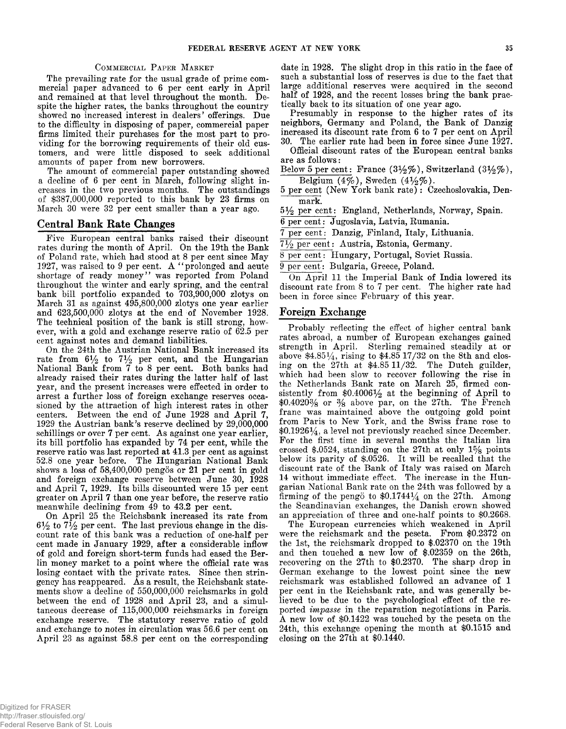### Commercial Paper Market

The prevailing rate for the usual grade of prime commercial paper advanced to 6 per cent early in April and remained at that level throughout the month. Despite the higher rates, the banks throughout the country showed no increased interest in dealers' offerings. Due to the difficulty in disposing of paper, commercial paper firms limited their purchases for the most part to providing for the borrowing requirements of their old customers, and were little disposed to seek additional amounts of paper from new borrowers.

The amount of commercial paper outstanding showed a decline of 6 per cent in March, following slight increases in the two previous months. The outstandings of $387,000,000 reported to this bank by 23 firms on March 30 were 32 per cent smaller than a year ago.

## Central Bank Rate Changes

Five European central banks raised their discount rates during the month of April. On the 19th the Bank of Poland rate, which had stood at 8 per cent since May 1927, was raised to 9 per cent. A "prolonged and acute shortage of ready money" was reported from Poland throughout the winter and early spring, and the central bank bill portfolio expanded to 703,900,000 zlotys on March 31 as against 495,800,000 zlotys one year earlier and 623,500,000 zlotys at the end of November 1928. The technical position of the bank is still strong, however, with a gold and exchange reserve ratio of 62.5 per cent against notes and demand liabilities.

On the 24th the Austrian National Bank increased its rate from 6½ to 7½ per cent, and the Hungarian National Bank from 7 to 8 per cent. Both banks had already raised their rates during the latter half of last year, and the present increases were effected in order to arrest a further loss of foreign exchange reserves occasioned by the attraction of high interest rates in other centers. Between the end of June 1928 and April 7, 1929 the Austrian bank's reserve declined by 29,000,000 schillings or over 7 per cent. As against one year earlier, its bill portfolio has expanded by 74 per cent, while the reserve ratio was last reported at 41.3 per cent as against 52.8 one year before. The Hungarian National Bank shows a loss of 58,400,000 pengös or 21 per cent in gold and foreign exchange reserve between June 30, 1928 and April 7, 1929. Its bills discounted were 15 per cent greater on April 7 than one year before, the reserve ratio meanwhile declining from 49 to 43.2 per cent.

On April 25 the Reichsbank increased its rate from 6½ to 7½ per cent. The last previous change in the discount rate of this bank was a reduction of one-half per cent made in January 1929, after a considerable inflow of gold and foreign short-term funds had eased the Berlin money market to a point where the official rate was losing contact with the private rates. Since then stringency has reappeared. As a result, the Reichsbank statements show a decline of 550,000,000 reichsmarks in gold between the end of 1928 and April 23, and a simultaneous decrease of 115,000,000 reichsmarks in foreign exchange reserve. The statutory reserve ratio of gold and exchange to notes in circulation was 56.6 per cent on April 23 as against 58.8 per cent on the corresponding date in 1928. The slight drop in this ratio in the face of such a substantial loss of reserves is due to the fact that large additional reserves were acquired in the second half of 1928, and the recent losses bring the bank practically back to its situation of one year ago.

Presumably in response to the higher rates of its neighbors, Germany and Poland, the Bank of Danzig increased its discount rate from 6 to 7 per cent on April 30. The earlier rate had been in force since June 1927.

Official discount rates of the European central banks are as follows:

Below 5 per cent: France (3½%), Switzerland (3½%), Belgium (4%), Sweden (4½%).

5 per cent (New York bank rate): Czechoslovakia, Denmark.

5½ per cent: England, Netherlands, Norway, Spain.

6 per cent: Jugoslavia, Latvia, Rumania.

7 per cent: Danzig, Finland, Italy, Lithuania.

7½ per cent: Austria, Estonia, Germany.

8 per cent: Hungary, Portugal, Soviet Russia.

9 per cent: Bulgaria, Greece, Poland.

On April 11 the Imperial Bank of India lowered its discount rate from 8 to 7 per cent. The higher rate had been in force since February of this year.

## Foreign Exchange

Probably reflecting the effect of higher central bank rates abroad, a number of European exchanges gained strength in April. Sterling remained steadily at or above $4.85¼, rising to $4.85 17/32 on the 8th and closing on the 27th at $4.85 11/32. The Dutch guilder, which had been slow to recover following the rise in the Netherlands Bank rate on March 25, firmed consistently from $0.4006½ at the beginning of April to $0.4020⅜ or ⅜ above par, on the 27th. The French franc was maintained above the outgoing gold point from Paris to New York, and the Swiss franc rose to $0.1926¼, a level not previously reached since December. For the first time in several months the Italian lira crossed $.0524, standing on the 27th at only 1⅝ points below its parity of $.0526. It will be recalled that the discount rate of the Bank of Italy was raised on March 14 without immediate effect. The increase in the Hungarian National Bank rate on the 24th was followed by a firming of the pengö to $0.1744¼ on the 27th. Among the Scandinavian exchanges, the Danish crown showed an appreciation of three and one-half points to $0.2668.

The European currencies which weakened in April were the reichsmark and the peseta. From $0.2372 on the 1st, the reichsmark dropped to $.02370 on the 19th and then touched a new low of $.02359 on the 26th, recovering on the 27th to $0.2370. The sharp drop in German exchange to the lowest point since the new reichsmark was established followed an advance of 1 per cent in the Reichsbank rate, and was generally believed to be due to the psychological effect of the reported *impasse* in the reparation negotiations in Paris. A new low of $0.1422 was touched by the peseta on the 24th, this exchange opening the month at $0.1515 and closing on the 27th at $0.1440.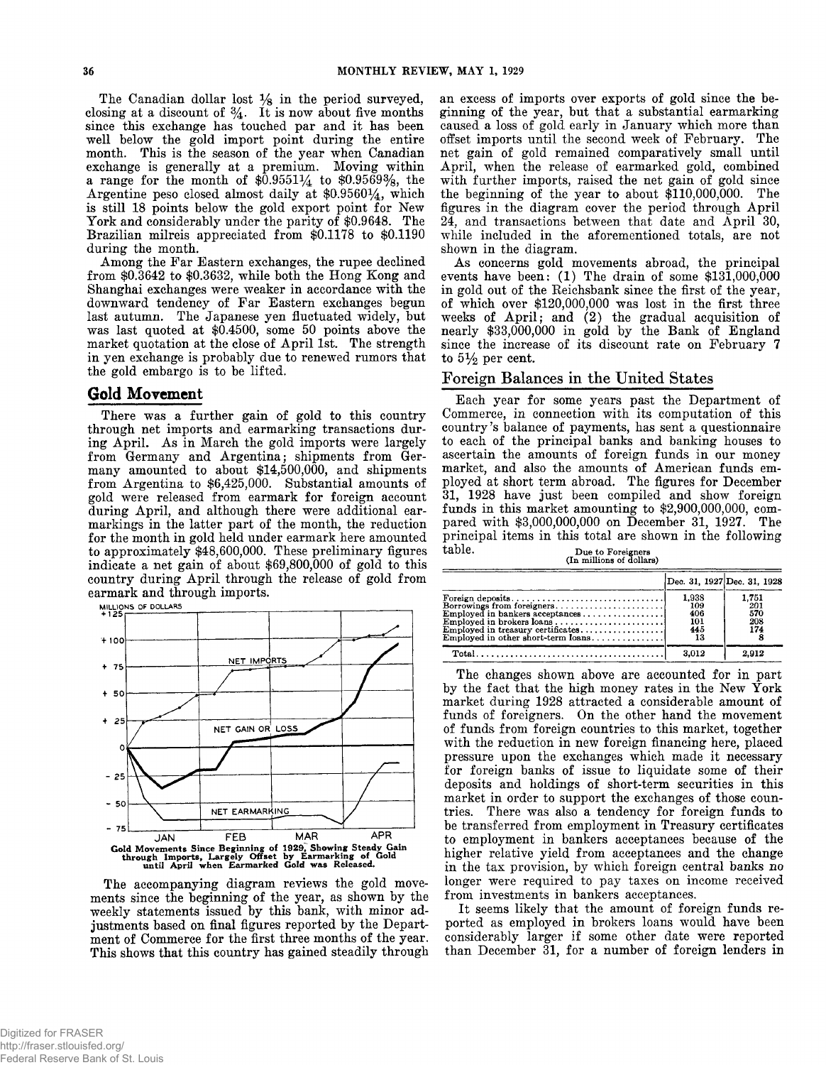The Canadian dollar lost 1/8 in the period surveyed, closing at a discount of 3/4. It is now about five months since this exchange has touched par and it has been well below the gold import point during the entire month. This is the season of the year when Canadian exchange is generally at a premium. Moving within a range for the month of $0.9551 1/4 to $0.9569 3/8, the Argentine peso closed almost daily at $0.9560 1/4, which is still 18 points below the gold export point for New York and considerably under the parity of $0.9648. The Brazilian milreis appreciated from $0.1178 to $0.1190 during the month.

Among the Far Eastern exchanges, the rupee declined from $0.3642 to $0.3632, while both the Hong Kong and Shanghai exchanges were weaker in accordance with the downward tendency of Far Eastern exchanges begun last autumn. The Japanese yen fluctuated widely, but was last quoted at $0.4500, some 50 points above the market quotation at the close of April 1st. The strength in yen exchange is probably due to renewed rumors that the gold embargo is to be lifted.

## Gold Movement

There was a further gain of gold to this country through net imports and earmarking transactions during April. As in March the gold imports were largely from Germany and Argentina; shipments from Germany amounted to about $14,500,000, and shipments from Argentina to $6,425,000. Substantial amounts of gold were released from earmark for foreign account during April, and although there were additional earmarkings in the latter part of the month, the reduction for the month in gold held under earmark here amounted to approximately $48,600,000. These preliminary figures indicate a net gain of about $69,800,000 of gold to this country during April through the release of gold from earmark and through imports.

**Gold Movements Since Beginning of 1929, Showing Steady Gain through Imports, Largely Offset by Earmarking of Gold until April when Earmarked Gold was Released.**

The accompanying diagram reviews the gold movements since the beginning of the year, as shown by the weekly statements issued by this bank, with minor adjustments based on final figures reported by the Department of Commerce for the first three months of the year. This shows that this country has gained steadily through an excess of imports over exports of gold since the beginning of the year, but that a substantial earmarking caused a loss of gold early in January which more than offset imports until the second week of February. The net gain of gold remained comparatively small until April, when the release of earmarked gold, combined with further imports, raised the net gain of gold since the beginning of the year to about $110,000,000. The figures in the diagram cover the period through April 24, and transactions between that date and April 30, while included in the aforementioned totals, are not shown in the diagram.

As concerns gold movements abroad, the principal events have been: (1) The drain of some $131,000,000 in gold out of the Reichsbank since the first of the year, of which over $120,000,000 was lost in the first three weeks of April; and (2) the gradual acquisition of nearly $33,000,000 in gold by the Bank of England since the increase of its discount rate on February 7 to 5 1/2 per cent.

## Foreign Balances in the United States

Each year for some years past the Department of Commerce, in connection with its computation of this country's balance of payments, has sent a questionnaire to each of the principal banks and banking houses to ascertain the amounts of foreign funds in our money market, and also the amounts of American funds employed at short term abroad. The figures for December 31, 1928 have just been compiled and show foreign funds in this market amounting to $2,900,000,000, compared with $3,000,000,000 on December 31, 1927. The principal items in this total are shown in the following table.

Due to Foreigners
(In millions of dollars)

| | Dec. 31, 1927 | Dec. 31, 1928 |
|---|---|---|
| Foreign deposits | 1,938 | 1,751 |
| Borrowings from foreigners | 109 | 201 |
| Employed in bankers acceptances | 406 | 570 |
| Employed in brokers loans | 101 | 208 |
| Employed in treasury certificates | 445 | 174 |
| Employed in other short-term loans | 13 | 8 |
| Total | 3,012 | 2,912 |

The changes shown above are accounted for in part by the fact that the high money rates in the New York market during 1928 attracted a considerable amount of funds of foreigners. On the other hand the movement of funds from foreign countries to this market, together with the reduction in new foreign financing here, placed pressure upon the exchanges which made it necessary for foreign banks of issue to liquidate some of their deposits and holdings of short-term securities in this market in order to support the exchanges of those countries. There was also a tendency for foreign funds to be transferred from employment in Treasury certificates to employment in bankers acceptances because of the higher relative yield from acceptances and the change in the tax provision, by which foreign central banks no longer were required to pay taxes on income received from investments in bankers acceptances.

It seems likely that the amount of foreign funds reported as employed in brokers loans would have been considerably larger if some other date were reported than December 31, for a number of foreign lenders in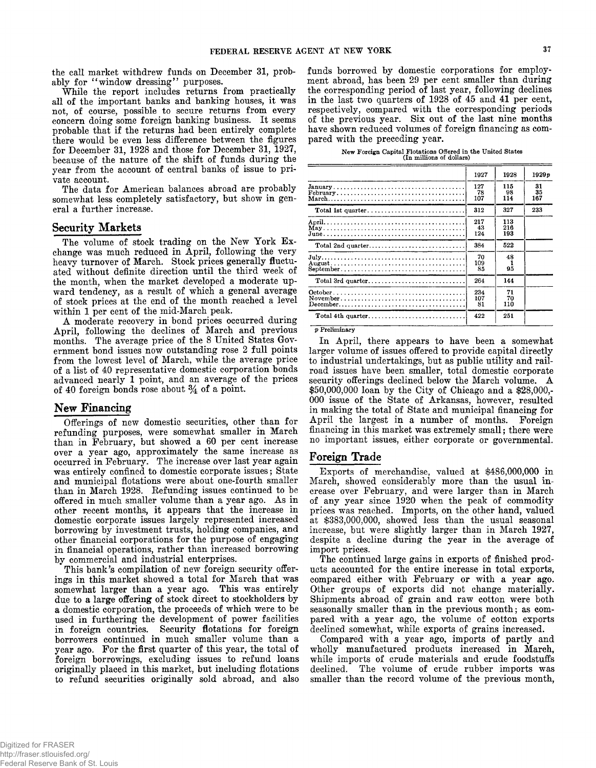the call market withdrew funds on December 31, probably for "window dressing" purposes.

While the report includes returns from practically all of the important banks and banking houses, it was not, of course, possible to secure returns from every concern doing some foreign banking business. It seems probable that if the returns had been entirely complete there would be even less difference between the figures for December 31, 1928 and those for December 31, 1927, because of the nature of the shift of funds during the year from the account of central banks of issue to private account.

The data for American balances abroad are probably somewhat less completely satisfactory, but show in general a further increase.

## Security Markets

The volume of stock trading on the New York Exchange was much reduced in April, following the very heavy turnover of March. Stock prices generally fluctuated without definite direction until the third week of the month, when the market developed a moderate upward tendency, as a result of which a general average of stock prices at the end of the month reached a level within 1 per cent of the mid-March peak.

A moderate recovery in bond prices occurred during April, following the declines of March and previous months. The average price of the 8 United States Government bond issues now outstanding rose 2 full points from the lowest level of March, while the average price of a list of 40 representative domestic corporation bonds advanced nearly 1 point, and an average of the prices of 40 foreign bonds rose about ¾ of a point.

## New Financing

Offerings of new domestic securities, other than for refunding purposes, were somewhat smaller in March than in February, but showed a 60 per cent increase over a year ago, approximately the same increase as occurred in February. The increase over last year again was entirely confined to domestic corporate issues; State and municipal flotations were about one-fourth smaller than in March 1928. Refunding issues continued to be offered in much smaller volume than a year ago. As in other recent months, it appears that the increase in domestic corporate issues largely represented increased borrowing by investment trusts, holding companies, and other financial corporations for the purpose of engaging in financial operations, rather than increased borrowing by commercial and industrial enterprises.

This bank's compilation of new foreign security offerings in this market showed a total for March that was somewhat larger than a year ago. This was entirely due to a large offering of stock direct to stockholders by a domestic corporation, the proceeds of which were to be used in furthering the development of power facilities in foreign countries. Security flotations for foreign borrowers continued in much smaller volume than a year ago. For the first quarter of this year, the total of foreign borrowings, excluding issues to refund loans originally placed in this market, but including flotations to refund securities originally sold abroad, and also funds borrowed by domestic corporations for employment abroad, has been 29 per cent smaller than during the corresponding period of last year, following declines in the last two quarters of 1928 of 45 and 41 per cent, respectively, compared with the corresponding periods of the previous year. Six out of the last nine months have shown reduced volumes of foreign financing as compared with the preceding year.

New Foreign Capital Flotations Offered in the United States
(In millions of dollars)

| | 1927 | 1928 | 1929p |
|---|---|---|---|
| January | 127 | 115 | 31 |
| February | 78 | 98 | 35 |
| March | 107 | 114 | 167 |
| Total 1st quarter | 312 | 327 | 233 |
| April | 217 | 113 | |
| May | 43 | 216 | |
| June | 124 | 193 | |
| Total 2nd quarter | 384 | 522 | |
| July | 70 | 48 | |
| August | 109 | 1 | |
| September | 85 | 95 | |
| Total 3rd quarter | 264 | 144 | |
| October | 234 | 71 | |
| November | 107 | 70 | |
| December | 81 | 110 | |
| Total 4th quarter | 422 | 251 | |

p Preliminary

In April, there appears to have been a somewhat larger volume of issues offered to provide capital directly to industrial undertakings, but as public utility and railroad issues have been smaller, total domestic corporate security offerings declined below the March volume. A $50,000,000 loan by the City of Chicago and a $28,000,000 issue of the State of Arkansas, however, resulted in making the total of State and municipal financing for April the largest in a number of months. Foreign financing in this market was extremely small; there were no important issues, either corporate or governmental.

## Foreign Trade

Exports of merchandise, valued at $486,000,000 in March, showed considerably more than the usual increase over February, and were larger than in March of any year since 1920 when the peak of commodity prices was reached. Imports, on the other hand, valued at $383,000,000, showed less than the usual seasonal increase, but were slightly larger than in March 1927, despite a decline during the year in the average of import prices.

The continued large gains in exports of finished products accounted for the entire increase in total exports, compared either with February or with a year ago. Other groups of exports did not change materially. Shipments abroad of grain and raw cotton were both seasonally smaller than in the previous month; as compared with a year ago, the volume of cotton exports declined somewhat, while exports of grains increased.

Compared with a year ago, imports of partly and wholly manufactured products increased in March, while imports of crude materials and crude foodstuffs declined. The volume of crude rubber imports was smaller than the record volume of the previous month,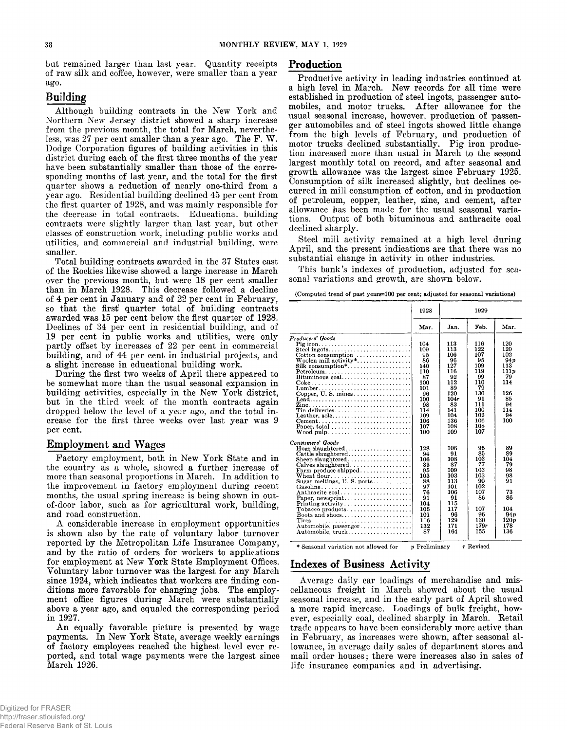but remained larger than last year. Quantity receipts of raw silk and coffee, however, were smaller than a year ago.

## Building

Although building contracts in the New York and Northern New Jersey district showed a sharp increase from the previous month, the total for March, nevertheless, was 27 per cent smaller than a year ago. The F. W. Dodge Corporation figures of building activities in this district during each of the first three months of the year have been substantially smaller than those of the corresponding months of last year, and the total for the first quarter shows a reduction of nearly one-third from a year ago. Residential building declined 45 per cent from the first quarter of 1928, and was mainly responsible for the decrease in total contracts. Educational building contracts were slightly larger than last year, but other classes of construction work, including public works and utilities, and commercial and industrial building, were smaller.

Total building contracts awarded in the 37 States east of the Rockies likewise showed a large increase in March over the previous month, but were 18 per cent smaller than in March 1928. This decrease followed a decline of 4 per cent in January and of 22 per cent in February, so that the first quarter total of building contracts awarded was 15 per cent below the first quarter of 1928. Declines of 34 per cent in residential building, and of 19 per cent in public works and utilities, were only partly offset by increases of 22 per cent in commercial building, and of 44 per cent in industrial projects, and a slight increase in educational building work.

During the first two weeks of April there appeared to be somewhat more than the usual seasonal expansion in building activities, especially in the New York district, but in the third week of the month contracts again dropped below the level of a year ago, and the total increase for the first three weeks over last year was 9 per cent.

## Employment and Wages

Factory employment, both in New York State and in the country as a whole, showed a further increase of more than seasonal proportions in March. In addition to the improvement in factory employment during recent months, the usual spring increase is being shown in out-of-door labor, such as for agricultural work, building, and road construction.

A considerable increase in employment opportunities is shown also by the rate of voluntary labor turnover reported by the Metropolitan Life Insurance Company, and by the ratio of orders for workers to applications for employment at New York State Employment Offices. Voluntary labor turnover was the largest for any March since 1924, which indicates that workers are finding conditions more favorable for changing jobs. The employment office figures during March were substantially above a year ago, and equaled the corresponding period in 1927.

An equally favorable picture is presented by wage payments. In New York State, average weekly earnings of factory employees reached the highest level ever reported, and total wage payments were the largest since March 1926.

## Production

Productive activity in leading industries continued at a high level in March. New records for all time were established in production of steel ingots, passenger automobiles, and motor trucks. After allowance for the usual seasonal increase, however, production of passenger automobiles and of steel ingots showed little change from the high levels of February, and production of motor trucks declined substantially. Pig iron production increased more than usual in March to the second largest monthly total on record, and after seasonal and growth allowance was the largest since February 1925. Consumption of silk increased slightly, but declines occurred in mill consumption of cotton, and in production of petroleum, copper, leather, zinc, and cement, after allowance has been made for the usual seasonal variations. Output of both bituminous and anthracite coal declined sharply.

Steel mill activity remained at a high level during April, and the present indications are that there was no substantial change in activity in other industries.

This bank's indexes of production, adjusted for seasonal variations and growth, are shown below.

(Computed trend of past years=100 per cent; adjusted for seasonal variations)

| | 1928 | 1929 | | |
|---|---|---|---|---|
| | Mar. | Jan. | Feb. | Mar. |
| *Producers' Goods* | | | | |
| Pig iron | 104 | 113 | 116 | 120 |
| Steel ingots | 109 | 113 | 122 | 120 |
| Cotton consumption | 95 | 106 | 107 | 102 |
| Woolen mill activity* | 86 | 96 | 95 | 94p |
| Silk consumption* | 140 | 127 | 109 | 113 |
| Petroleum | 110 | 116 | 119 | 111p |
| Bituminous coal | 87 | 92 | 99 | 79 |
| Coke | 100 | 112 | 110 | 114 |
| Lumber | 101 | 89 | 79 | |
| Copper, U. S. mines | 96 | 120 | 130 | 126 |
| Lead | 100 | 104r | 91 | 85 |
| Zinc | 98 | 83 | 111 | 94 |
| Tin deliveries | 114 | 141 | 100 | 114 |
| Leather, sole | 109 | 104 | 102 | 94 |
| Cement | 106 | 136 | 106 | 100 |
| Paper, total | 107 | 108 | 108 | |
| Wood pulp | 100 | 109 | 107 | |
| *Consumers' Goods* | | | | |
| Hogs slaughtered | 128 | 106 | 96 | 89 |
| Cattle slaughtered | 94 | 91 | 85 | 89 |
| Sheep slaughtered | 106 | 108 | 103 | 104 |
| Calves slaughtered | 83 | 87 | 77 | 79 |
| Farm produce shipped | 95 | 109 | 103 | 98 |
| Wheat flour | 103 | 103 | 103 | 98 |
| Sugar meltings, U. S. ports | 88 | 113 | 90 | 91 |
| Gasoline | 97 | 101 | 102 | |
| Anthracite coal | 76 | 106 | 107 | 73 |
| Paper, newsprint | 91 | 91 | 86 | 86 |
| Printing activity | 104 | 115 | | |
| Tobacco products | 105 | 117 | 107 | 104 |
| Boots and shoes | 101 | 96 | 96 | 94p |
| Tires | 116 | 129 | 130 | 120p |
| Automobile, passenger | 132 | 171 | 179r | 178 |
| Automobile, truck | 87 | 164 | 155 | 136 |

\* Seasonal variation not allowed for  p Preliminary  r Revised

## Indexes of Business Activity

Average daily car loadings of merchandise and miscellaneous freight in March showed about the usual seasonal increase, and in the early part of April showed a more rapid increase. Loadings of bulk freight, however, especially coal, declined sharply in March. Retail trade appears to have been considerably more active than in February, as increases were shown, after seasonal allowance, in average daily sales of department stores and mail order houses; there were increases also in sales of life insurance companies and in advertising.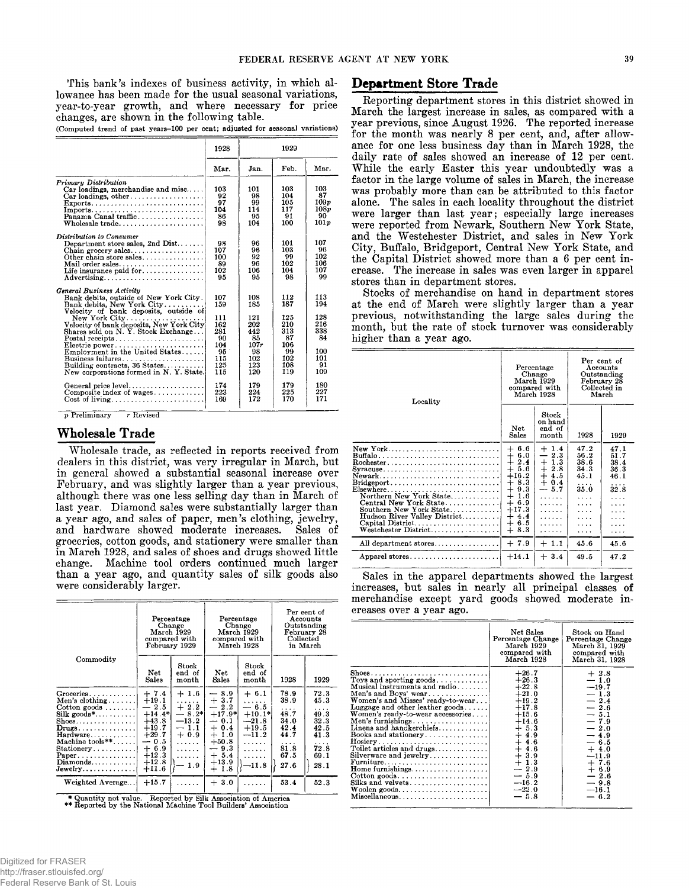This bank's indexes of business activity, in which allowance has been made for the usual seasonal variations, year-to-year growth, and where necessary for price changes, are shown in the following table.

(Computed trend of past years=100 per cent; adjusted for seasonal variations)

| | 1928 | 1929 | | |
|---|---|---|---|---|
| | Mar. | Jan. | Feb. | Mar. |
| *Primary Distribution* | | | | |
| Car loadings, merchandise and misc. | 103 | 101 | 103 | 103 |
| Car loadings, other | 92 | 98 | 104 | 87 |
| Exports | 97 | 99 | 105 | 109p |
| Imports | 104 | 114 | 117 | 108p |
| Panama Canal traffic | 86 | 95 | 91 | 90 |
| Wholesale trade | 98 | 104 | 100 | 101p |
| *Distribution to Consumer* | | | | |
| Department store sales, 2nd Dist. | 98 | 96 | 101 | 107 |
| Chain grocery sales | 107 | 96 | 103 | 96 |
| Other chain store sales | 100 | 92 | 99 | 102 |
| Mail order sales | 89 | 96 | 102 | 106 |
| Life insurance paid for | 102 | 106 | 104 | 107 |
| Advertising | 95 | 95 | 98 | 99 |
| *General Business Activity* | | | | |
| Bank debits, outside of New York City | 107 | 108 | 112 | 113 |
| Bank debits, New York City | 159 | 185 | 187 | 194 |
| Velocity of bank deposits, outside of New York City | 111 | 121 | 125 | 128 |
| Velocity of bank deposits, New York City | 162 | 202 | 210 | 216 |
| Shares sold on N. Y. Stock Exchange | 281 | 442 | 313 | 338 |
| Postal receipts | 90 | 85 | 87 | 84 |
| Electric power | 104 | 107r | 106 | |
| Employment in the United States | 95 | 98 | 99 | 100 |
| Business failures | 115 | 102 | 102 | 101 |
| Building contracts, 36 States | 125 | 123 | 108 | 91 |
| New corporations formed in N. Y. State | 115 | 120 | 119 | 109 |
| General price level | 174 | 179 | 179 | 180 |
| Composite index of wages | 223 | 224 | 225 | 227 |
| Cost of living | 169 | 172 | 170 | 171 |

p Preliminary r Revised

## Wholesale Trade

Wholesale trade, as reflected in reports received from dealers in this district, was very irregular in March, but in general showed a substantial seasonal increase over February, and was slightly larger than a year previous, although there was one less selling day than in March of last year. Diamond sales were substantially larger than a year ago, and sales of paper, men's clothing, jewelry, and hardware showed moderate increases. Sales of groceries, cotton goods, and stationery were smaller than in March 1928, and sales of shoes and drugs showed little change. Machine tool orders continued much larger than a year ago, and quantity sales of silk goods also were considerably larger.

| Commodity | Percentage Change March 1929 compared with February 1929 | | Percentage Change March 1929 compared with March 1928 | | Per cent of Accounts Outstanding February 28 Collected in March | |
|---|---|---|---|---|---|---|
| | Net Sales | Stock end of month | Net Sales | Stock end of month | 1928 | 1929 |
| Groceries | + 7.4 | + 1.6 | − 8.9 | + 6.1 | 78.9 | 72.3 |
| Men's clothing | +19.1 | ...... | + 3.7 | ...... | 38.9 | 45.3 |
| Cotton goods | − 2.5 | + 2.2 | − 2.2 | − 6.5 | .... | .... |
| Silk goods* | +14.4* | − 8.2* | +17.9* | +10.1* | 48.7 | 49.3 |
| Shoes | +43.8 | −13.2 | − 0.1 | −21.8 | 34.0 | 32.3 |
| Drugs | +19.7 | − 1.1 | + 0.4 | +19.5 | 42.4 | 42.5 |
| Hardware | +29.7 | + 0.9 | + 1.0 | −11.2 | 44.7 | 41.3 |
| Machine tools** | − 0.5 | ...... | +50.8 | ...... | .... | .... |
| Stationery | + 6.9 | ...... | − 9.3 | ...... | 81.8 | 72.8 |
| Paper | +12.3 | ...... | + 5.4 | ...... | 67.5 | 69.1 |
| Diamonds | +12.8 | − 1.9 | +13.9 | −11.8 | 27.6 | 28.1 |
| Jewelry | +11.6 | | + 1.8 | | | |
| Weighted Average | +15.7 | ...... | + 3.0 | ...... | 53.4 | 52.3 |

\* Quantity not value. Reported by Silk Association of America
\** Reported by the National Machine Tool Builders' Association

## Department Store Trade

Reporting department stores in this district showed in March the largest increase in sales, as compared with a year previous, since August 1926. The reported increase for the month was nearly 8 per cent, and, after allowance for one less business day than in March 1928, the daily rate of sales showed an increase of 12 per cent. While the early Easter this year undoubtedly was a factor in the large volume of sales in March, the increase was probably more than can be attributed to this factor alone. The sales in each locality throughout the district were larger than last year; especially large increases were reported from Newark, Southern New York State, and the Westchester District, and sales in New York City, Buffalo, Bridgeport, Central New York State, and the Capital District showed more than a 6 per cent increase. The increase in sales was even larger in apparel stores than in department stores.

Stocks of merchandise on hand in department stores at the end of March were slightly larger than a year previous, notwithstanding the large sales during the month, but the rate of stock turnover was considerably higher than a year ago.

| Locality | Percentage Change March 1929 compared with March 1928 | | Per cent of Accounts Outstanding February 28 Collected in March | |
|---|---|---|---|---|
| | Net Sales | Stock on hand end of month | 1928 | 1929 |
| New York | + 6.6 | + 1.4 | 47.2 | 47.1 |
| Buffalo | + 6.0 | − 2.3 | 56.2 | 51.7 |
| Rochester | + 2.4 | + 1.3 | 38.6 | 38.4 |
| Syracuse | + 5.6 | + 2.8 | 34.3 | 36.3 |
| Newark | +16.2 | + 4.5 | 45.1 | 46.1 |
| Bridgeport | + 8.3 | + 0.4 | .... | .... |
| Elsewhere | + 9.3 | − 5.7 | 35.0 | 32.8 |
| Northern New York State | + 1.6 | ...... | .... | .... |
| Central New York State | + 6.9 | ...... | .... | .... |
| Southern New York State | +17.3 | ...... | .... | .... |
| Hudson River Valley District | + 4.4 | ...... | .... | .... |
| Capital District | + 6.5 | ...... | .... | .... |
| Westchester District | + 8.3 | ...... | .... | .... |
| All department stores | + 7.9 | + 1.1 | 45.6 | 45.6 |
| Apparel stores | +14.1 | + 3.4 | 49.5 | 47.2 |

Sales in the apparel departments showed the largest increases, but sales in nearly all principal classes of merchandise except yard goods showed moderate increases over a year ago.

| | Net Sales Percentage Change March 1929 compared with March 1928 | Stock on Hand Percentage Change March 31, 1929 compared with March 31, 1928 |
|---|---|---|
| Shoes | +26.7 | + 2.8 |
| Toys and sporting goods | +26.3 | − 1.0 |
| Musical instruments and radio | +22.8 | −19.7 |
| Men's and Boys' wear | +21.0 | − 1.3 |
| Women's and Misses' ready-to-wear | +19.2 | − 2.4 |
| Luggage and other leather goods | +17.8 | − 2.6 |
| Women's ready-to-wear accessories | +15.6 | − 5.1 |
| Men's furnishings | +14.6 | − 7.9 |
| Linens and handkerchiefs | + 5.3 | − 2.0 |
| Books and stationery | + 4.9 | − 4.9 |
| Hosiery | + 4.6 | − 6.5 |
| Toilet articles and drugs | + 4.6 | + 5.3 |
| Silverware and jewelry | + 3.9 | −11.9 |
| Furniture | + 1.3 | + 4.0 |
| Home furnishings | − 2.9 | + 7.6 |
| Cotton goods | − 5.9 | + 6.9 |
| Silks and velvets | −16.2 | − 2.6 |
| Woolen goods | −22.0 | − 9.8 |
| Miscellaneous | − 5.8 | −16.1 |
| | | − 6.2 |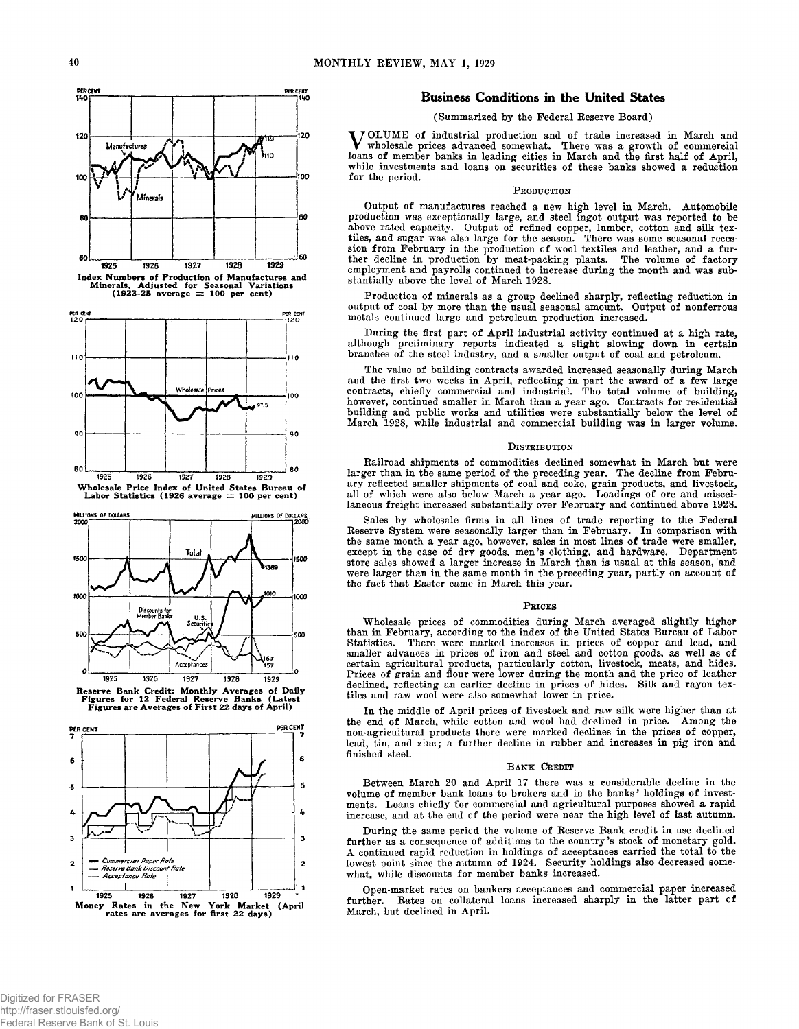PER CENT
140
120
100
80
60
Manufactures
Minerals
119
110
1925 1926 1927 1928 1929

Index Numbers of Production of Manufactures and Minerals, Adjusted for Seasonal Variations (1923-25 average = 100 per cent)

PER CENT
120
110
100
90
80
Wholesale Prices
97.5
1925 1926 1927 1928 1929

Wholesale Price Index of United States Bureau of Labor Statistics (1926 average = 100 per cent)

MILLIONS OF DOLLARS
2000
1500
1000
500
0
Total
1389
1010
Discounts for Member Banks
U.S. Securities
Acceptances
169
157
1925 1926 1927 1928 1929

Reserve Bank Credit: Monthly Averages of Daily Figures for 12 Federal Reserve Banks (Latest Figures are Averages of First 22 days of April)

PER CENT
7
6
5
4
3
2
1
Commercial Paper Rate
Reserve Bank Discount Rate
Acceptance Rate
1925 1926 1927 1928 1929

Money Rates in the New York Market (April rates are averages for first 22 days)

## Business Conditions in the United States

(Summarized by the Federal Reserve Board)

Volume of industrial production and of trade increased in March and wholesale prices advanced somewhat. There was a growth of commercial loans of member banks in leading cities in March and the first half of April, while investments and loans on securities of these banks showed a reduction for the period.

### Production

Output of manufactures reached a new high level in March. Automobile production was exceptionally large, and steel ingot output was reported to be above rated capacity. Output of refined copper, lumber, cotton and silk textiles, and sugar was also large for the season. There was some seasonal recession from February in the production of wool textiles and leather, and a further decline in production by meat-packing plants. The volume of factory employment and payrolls continued to increase during the month and was substantially above the level of March 1928.

Production of minerals as a group declined sharply, reflecting reduction in output of coal by more than the usual seasonal amount. Output of nonferrous metals continued large and petroleum production increased.

During the first part of April industrial activity continued at a high rate, although preliminary reports indicated a slight slowing down in certain branches of the steel industry, and a smaller output of coal and petroleum.

The value of building contracts awarded increased seasonally during March and the first two weeks in April, reflecting in part the award of a few large contracts, chiefly commercial and industrial. The total volume of building, however, continued smaller in March than a year ago. Contracts for residential building and public works and utilities were substantially below the level of March 1928, while industrial and commercial building was in larger volume.

### Distribution

Railroad shipments of commodities declined somewhat in March but were larger than in the same period of the preceding year. The decline from February reflected smaller shipments of coal and coke, grain products, and livestock, all of which were also below March a year ago. Loadings of ore and miscellaneous freight increased substantially over February and continued above 1928.

Sales by wholesale firms in all lines of trade reporting to the Federal Reserve System were seasonally larger than in February. In comparison with the same month a year ago, however, sales in most lines of trade were smaller, except in the case of dry goods, men's clothing, and hardware. Department store sales showed a larger increase in March than is usual at this season, and were larger than in the same month in the preceding year, partly on account of the fact that Easter came in March this year.

### Prices

Wholesale prices of commodities during March averaged slightly higher than in February, according to the index of the United States Bureau of Labor Statistics. There were marked increases in prices of copper and lead, and smaller advances in prices of iron and steel and cotton goods, as well as of certain agricultural products, particularly cotton, livestock, meats, and hides. Prices of grain and flour were lower during the month and the price of leather declined, reflecting an earlier decline in prices of hides. Silk and rayon textiles and raw wool were also somewhat lower in price.

In the middle of April prices of livestock and raw silk were higher than at the end of March, while cotton and wool had declined in price. Among the non-agricultural products there were marked declines in the prices of copper, lead, tin, and zinc; a further decline in rubber and increases in pig iron and finished steel.

### Bank Credit

Between March 20 and April 17 there was a considerable decline in the volume of member bank loans to brokers and in the banks' holdings of investments. Loans chiefly for commercial and agricultural purposes showed a rapid increase, and at the end of the period were near the high level of last autumn.

During the same period the volume of Reserve Bank credit in use declined further as a consequence of additions to the country's stock of monetary gold. A continued rapid reduction in holdings of acceptances carried the total to the lowest point since the autumn of 1924. Security holdings also decreased somewhat, while discounts for member banks increased.

Open-market rates on bankers acceptances and commercial paper increased further. Rates on collateral loans increased sharply in the latter part of March, but declined in April.